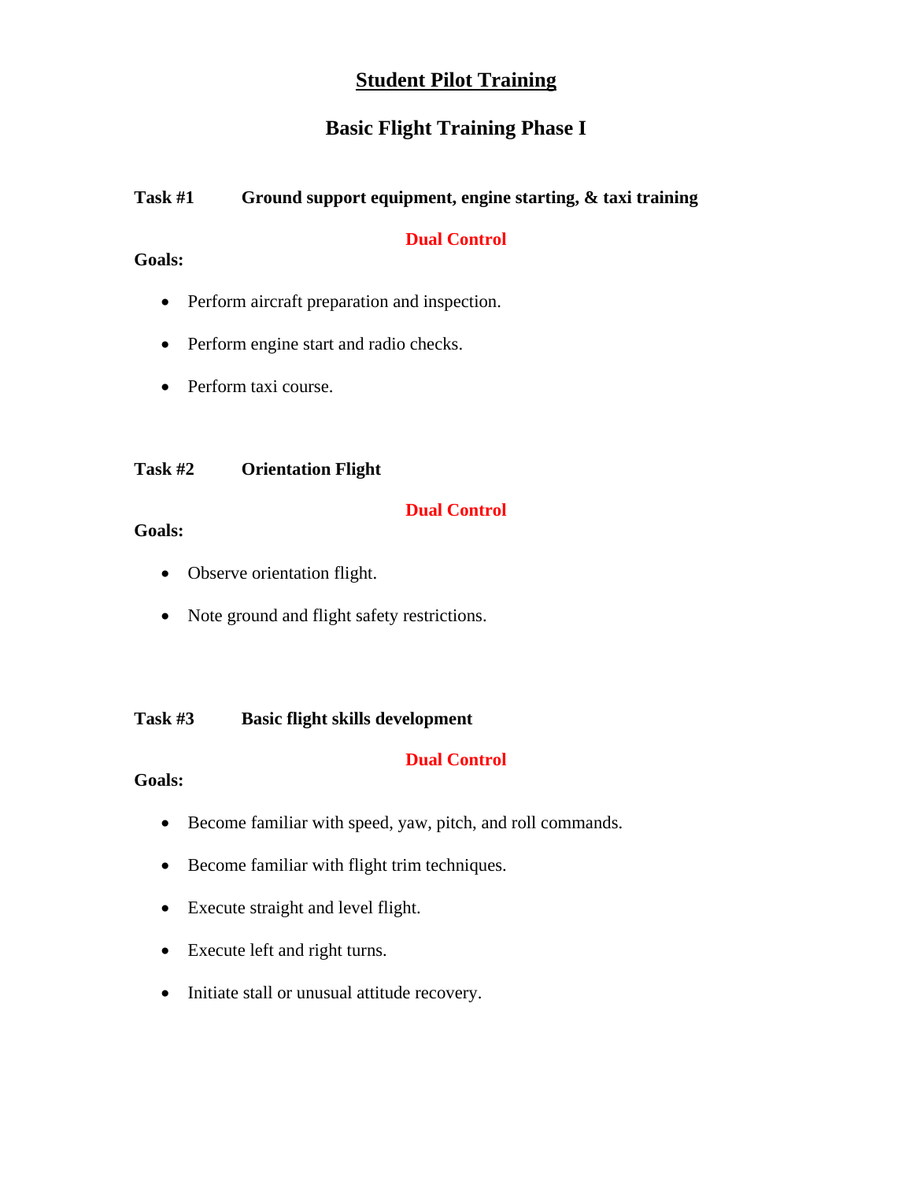# Student Pilot Training

## Basic Flight Training Phase I

**Task #1 Ground support equipment, engine starting, & taxi training**

**Dual Control**

**Goals:**

- Perform aircraft preparation and inspection.
- Perform engine start and radio checks.
- Perform taxi course.

**Task #2 Orientation Flight**

**Dual Control**

**Goals:**

- Observe orientation flight.
- Note ground and flight safety restrictions.

**Task #3 Basic flight skills development**

**Dual Control**

**Goals:**

- Become familiar with speed, yaw, pitch, and roll commands.
- Become familiar with flight trim techniques.
- Execute straight and level flight.
- Execute left and right turns.
- Initiate stall or unusual attitude recovery.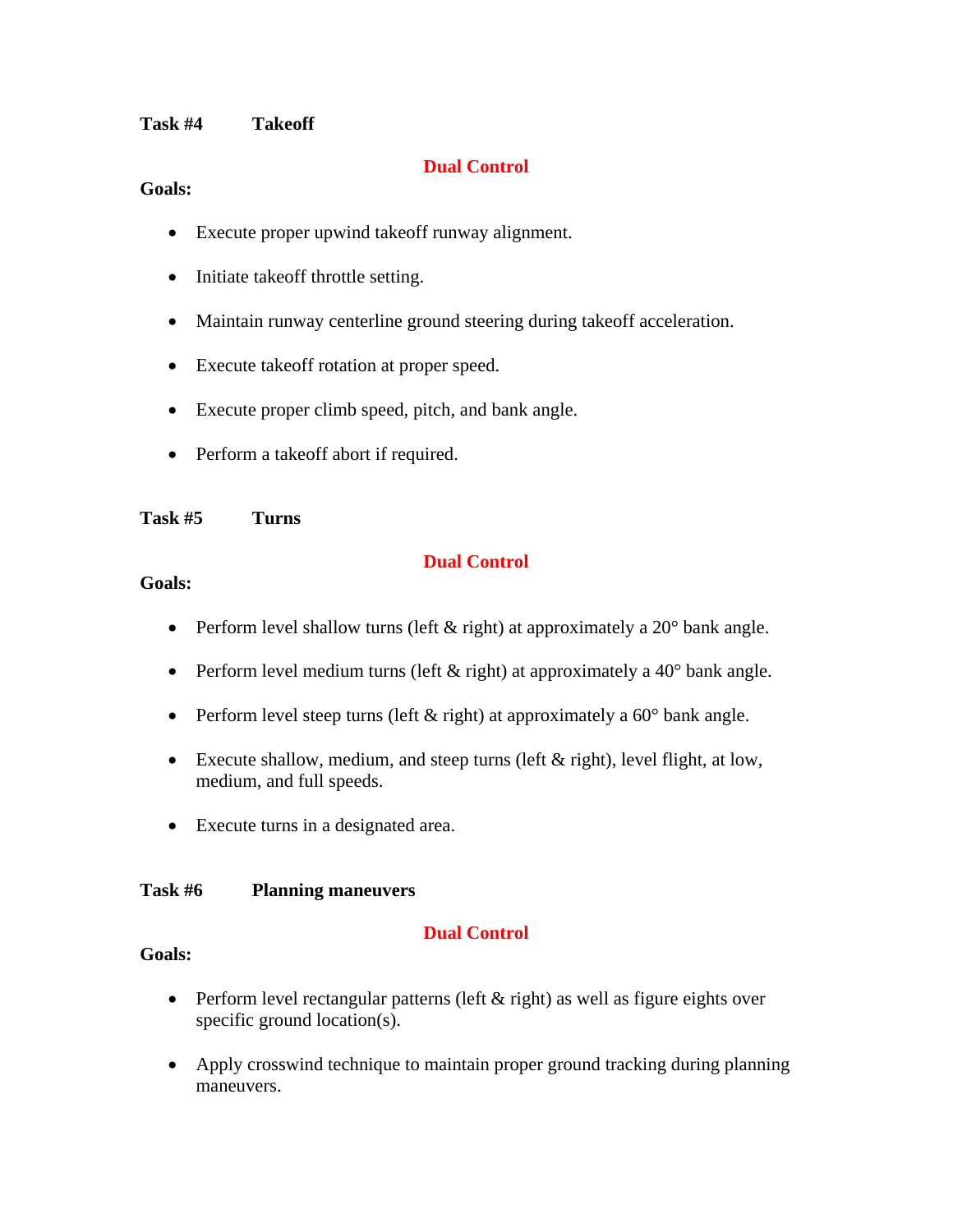**Task #4 Takeoff**

**Dual Control**

**Goals:**

- Execute proper upwind takeoff runway alignment.
- Initiate takeoff throttle setting.
- Maintain runway centerline ground steering during takeoff acceleration.
- Execute takeoff rotation at proper speed.
- Execute proper climb speed, pitch, and bank angle.
- Perform a takeoff abort if required.

**Task #5 Turns**

**Dual Control**

**Goals:**

- Perform level shallow turns (left & right) at approximately a 20° bank angle.
- Perform level medium turns (left & right) at approximately a 40° bank angle.
- Perform level steep turns (left & right) at approximately a 60° bank angle.
- Execute shallow, medium, and steep turns (left & right), level flight, at low, medium, and full speeds.
- Execute turns in a designated area.

**Task #6 Planning maneuvers**

**Dual Control**

**Goals:**

- Perform level rectangular patterns (left & right) as well as figure eights over specific ground location(s).
- Apply crosswind technique to maintain proper ground tracking during planning maneuvers.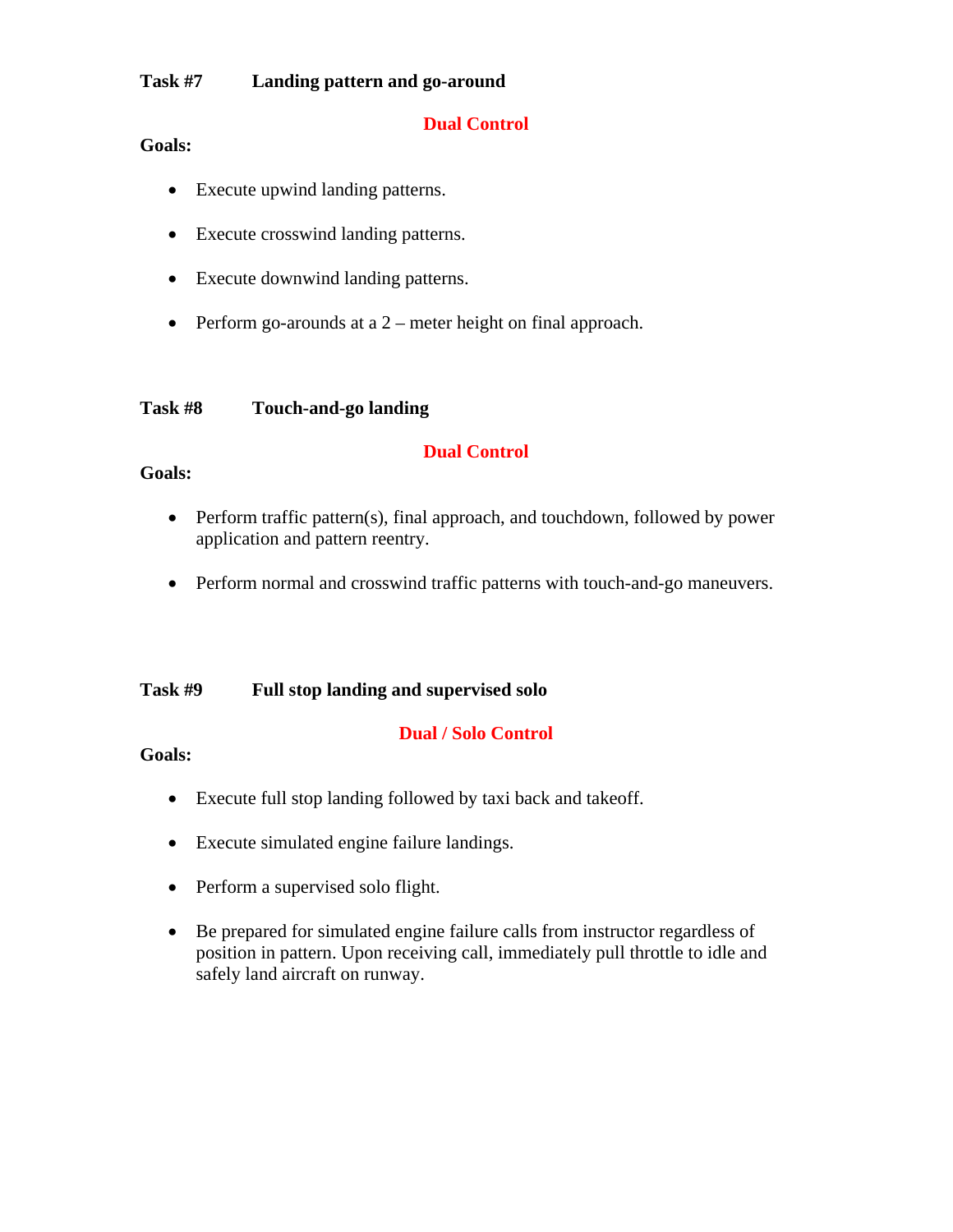### Task #7 Landing pattern and go-around

**Dual Control**

**Goals:**

- Execute upwind landing patterns.
- Execute crosswind landing patterns.
- Execute downwind landing patterns.
- Perform go-arounds at a 2 – meter height on final approach.

### Task #8 Touch-and-go landing

**Dual Control**

**Goals:**

- Perform traffic pattern(s), final approach, and touchdown, followed by power application and pattern reentry.
- Perform normal and crosswind traffic patterns with touch-and-go maneuvers.

### Task #9 Full stop landing and supervised solo

**Dual / Solo Control**

**Goals:**

- Execute full stop landing followed by taxi back and takeoff.
- Execute simulated engine failure landings.
- Perform a supervised solo flight.
- Be prepared for simulated engine failure calls from instructor regardless of position in pattern. Upon receiving call, immediately pull throttle to idle and safely land aircraft on runway.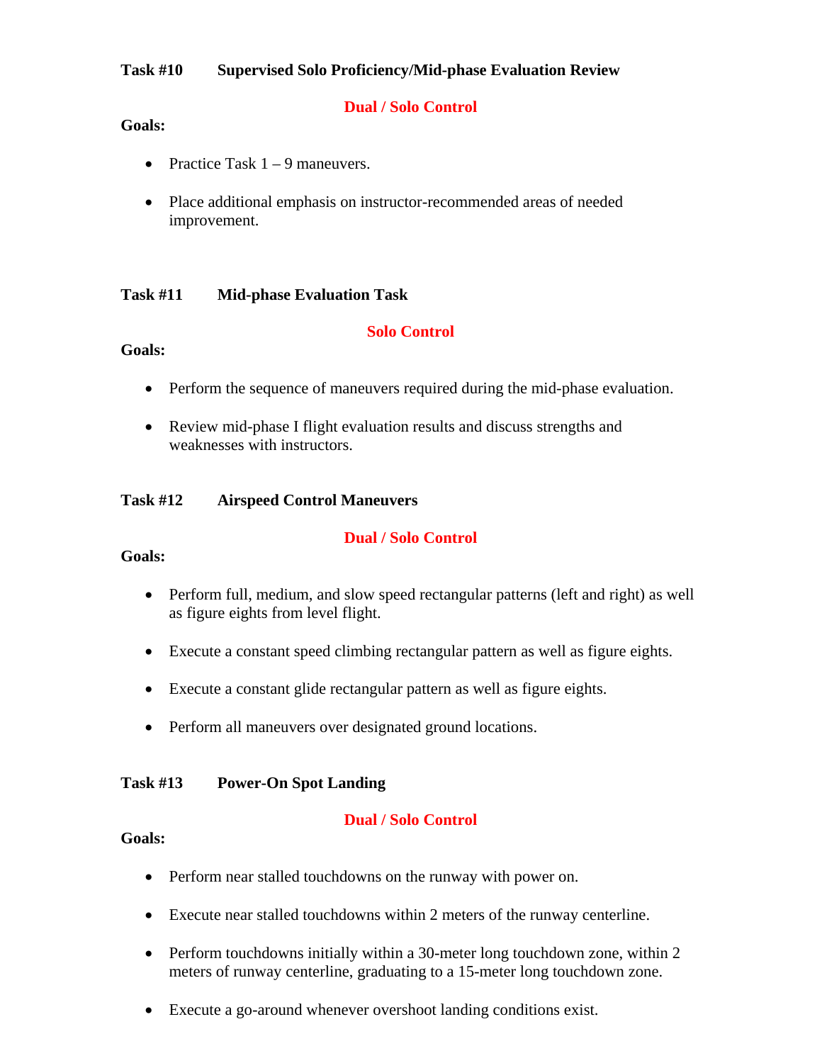**Task #10 Supervised Solo Proficiency/Mid-phase Evaluation Review**

**Dual / Solo Control**

**Goals:**

- Practice Task 1 – 9 maneuvers.
- Place additional emphasis on instructor-recommended areas of needed improvement.

**Task #11 Mid-phase Evaluation Task**

**Solo Control**

**Goals:**

- Perform the sequence of maneuvers required during the mid-phase evaluation.
- Review mid-phase I flight evaluation results and discuss strengths and weaknesses with instructors.

**Task #12 Airspeed Control Maneuvers**

**Dual / Solo Control**

**Goals:**

- Perform full, medium, and slow speed rectangular patterns (left and right) as well as figure eights from level flight.
- Execute a constant speed climbing rectangular pattern as well as figure eights.
- Execute a constant glide rectangular pattern as well as figure eights.
- Perform all maneuvers over designated ground locations.

**Task #13 Power-On Spot Landing**

**Dual / Solo Control**

**Goals:**

- Perform near stalled touchdowns on the runway with power on.
- Execute near stalled touchdowns within 2 meters of the runway centerline.
- Perform touchdowns initially within a 30-meter long touchdown zone, within 2 meters of runway centerline, graduating to a 15-meter long touchdown zone.
- Execute a go-around whenever overshoot landing conditions exist.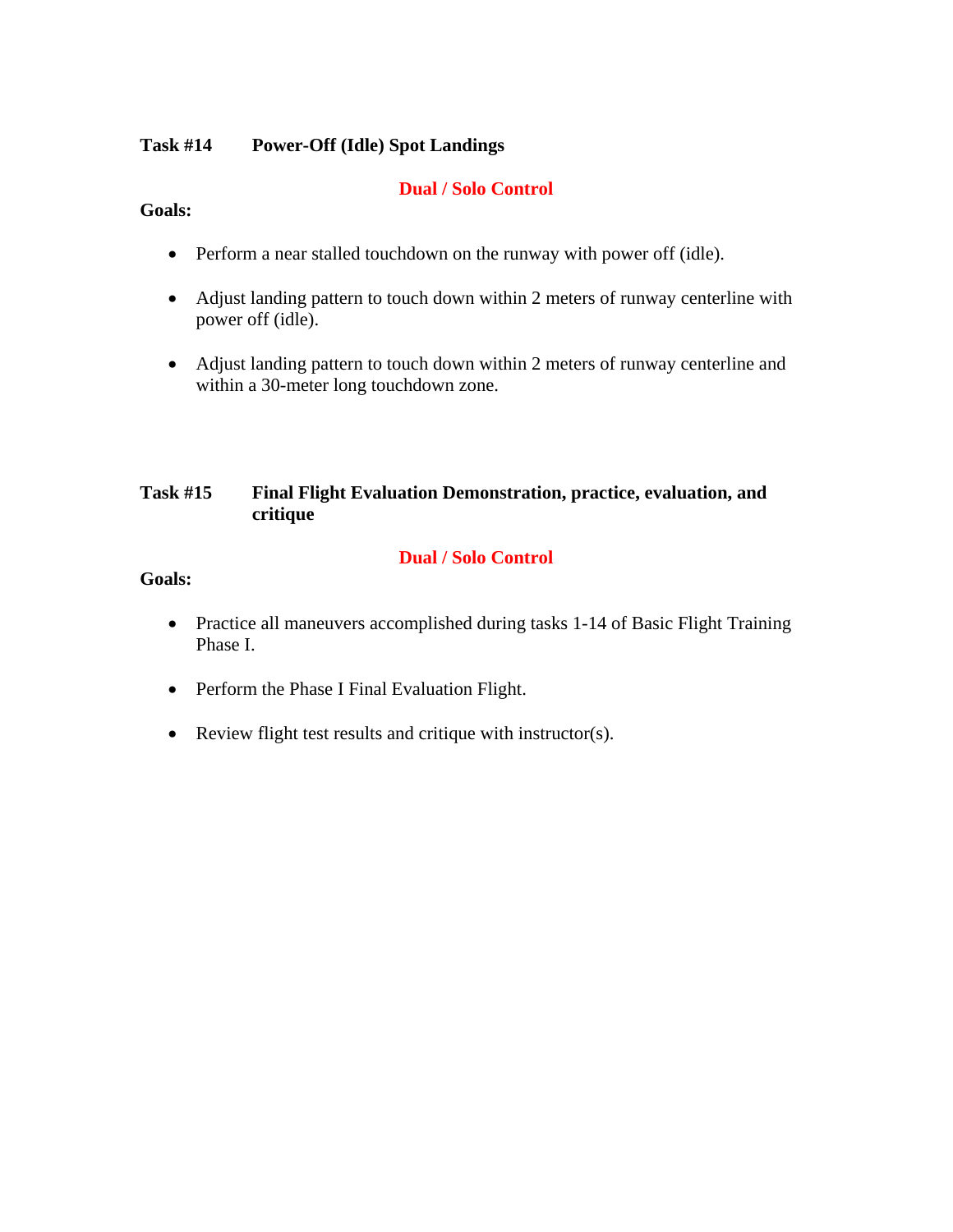**Task #14 Power-Off (Idle) Spot Landings**

**Dual / Solo Control**

**Goals:**

- Perform a near stalled touchdown on the runway with power off (idle).
- Adjust landing pattern to touch down within 2 meters of runway centerline with power off (idle).
- Adjust landing pattern to touch down within 2 meters of runway centerline and within a 30-meter long touchdown zone.

**Task #15 Final Flight Evaluation Demonstration, practice, evaluation, and critique**

**Dual / Solo Control**

**Goals:**

- Practice all maneuvers accomplished during tasks 1-14 of Basic Flight Training Phase I.
- Perform the Phase I Final Evaluation Flight.
- Review flight test results and critique with instructor(s).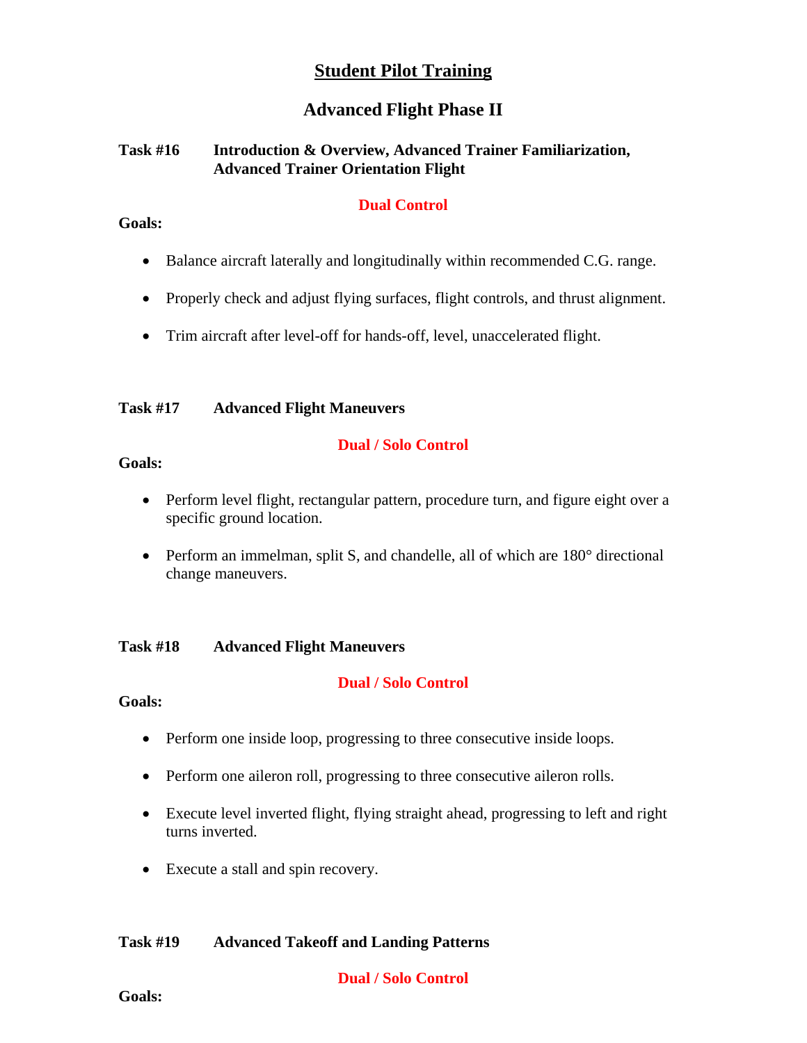# Student Pilot Training

## Advanced Flight Phase II

**Task #16 Introduction & Overview, Advanced Trainer Familiarization, Advanced Trainer Orientation Flight**

**Dual Control**

**Goals:**

- Balance aircraft laterally and longitudinally within recommended C.G. range.
- Properly check and adjust flying surfaces, flight controls, and thrust alignment.
- Trim aircraft after level-off for hands-off, level, unaccelerated flight.

**Task #17 Advanced Flight Maneuvers**

**Dual / Solo Control**

**Goals:**

- Perform level flight, rectangular pattern, procedure turn, and figure eight over a specific ground location.
- Perform an immelman, split S, and chandelle, all of which are 180° directional change maneuvers.

**Task #18 Advanced Flight Maneuvers**

**Dual / Solo Control**

**Goals:**

- Perform one inside loop, progressing to three consecutive inside loops.
- Perform one aileron roll, progressing to three consecutive aileron rolls.
- Execute level inverted flight, flying straight ahead, progressing to left and right turns inverted.
- Execute a stall and spin recovery.

**Task #19 Advanced Takeoff and Landing Patterns**

**Dual / Solo Control**

**Goals:**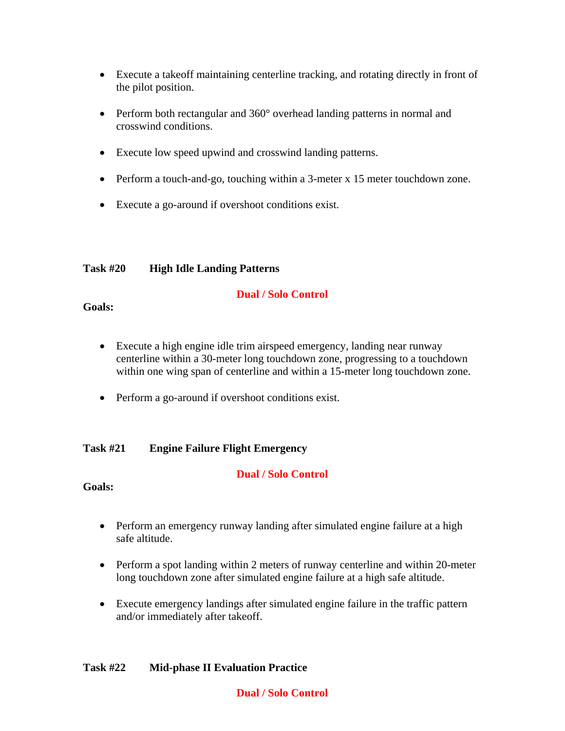- Execute a takeoff maintaining centerline tracking, and rotating directly in front of the pilot position.
- Perform both rectangular and 360° overhead landing patterns in normal and crosswind conditions.
- Execute low speed upwind and crosswind landing patterns.
- Perform a touch-and-go, touching within a 3-meter x 15 meter touchdown zone.
- Execute a go-around if overshoot conditions exist.

**Task #20 High Idle Landing Patterns**

**Dual / Solo Control**

**Goals:**

- Execute a high engine idle trim airspeed emergency, landing near runway centerline within a 30-meter long touchdown zone, progressing to a touchdown within one wing span of centerline and within a 15-meter long touchdown zone.
- Perform a go-around if overshoot conditions exist.

**Task #21 Engine Failure Flight Emergency**

**Dual / Solo Control**

**Goals:**

- Perform an emergency runway landing after simulated engine failure at a high safe altitude.
- Perform a spot landing within 2 meters of runway centerline and within 20-meter long touchdown zone after simulated engine failure at a high safe altitude.
- Execute emergency landings after simulated engine failure in the traffic pattern and/or immediately after takeoff.

**Task #22 Mid-phase II Evaluation Practice**

**Dual / Solo Control**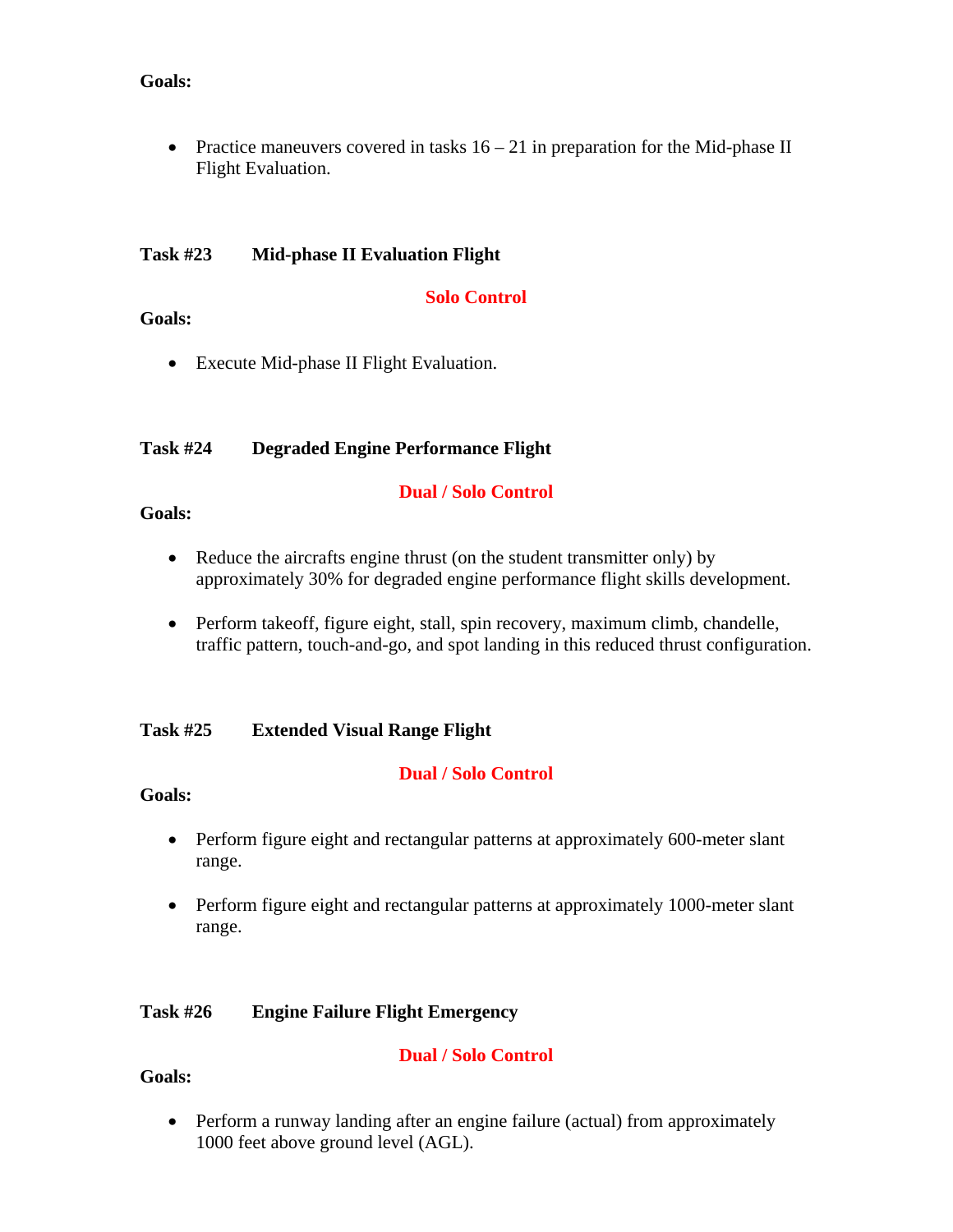**Goals:**

- Practice maneuvers covered in tasks 16 – 21 in preparation for the Mid-phase II Flight Evaluation.

**Task #23 Mid-phase II Evaluation Flight**

**Solo Control**

**Goals:**

- Execute Mid-phase II Flight Evaluation.

**Task #24 Degraded Engine Performance Flight**

**Dual / Solo Control**

**Goals:**

- Reduce the aircrafts engine thrust (on the student transmitter only) by approximately 30% for degraded engine performance flight skills development.
- Perform takeoff, figure eight, stall, spin recovery, maximum climb, chandelle, traffic pattern, touch-and-go, and spot landing in this reduced thrust configuration.

**Task #25 Extended Visual Range Flight**

**Dual / Solo Control**

**Goals:**

- Perform figure eight and rectangular patterns at approximately 600-meter slant range.
- Perform figure eight and rectangular patterns at approximately 1000-meter slant range.

**Task #26 Engine Failure Flight Emergency**

**Dual / Solo Control**

**Goals:**

- Perform a runway landing after an engine failure (actual) from approximately 1000 feet above ground level (AGL).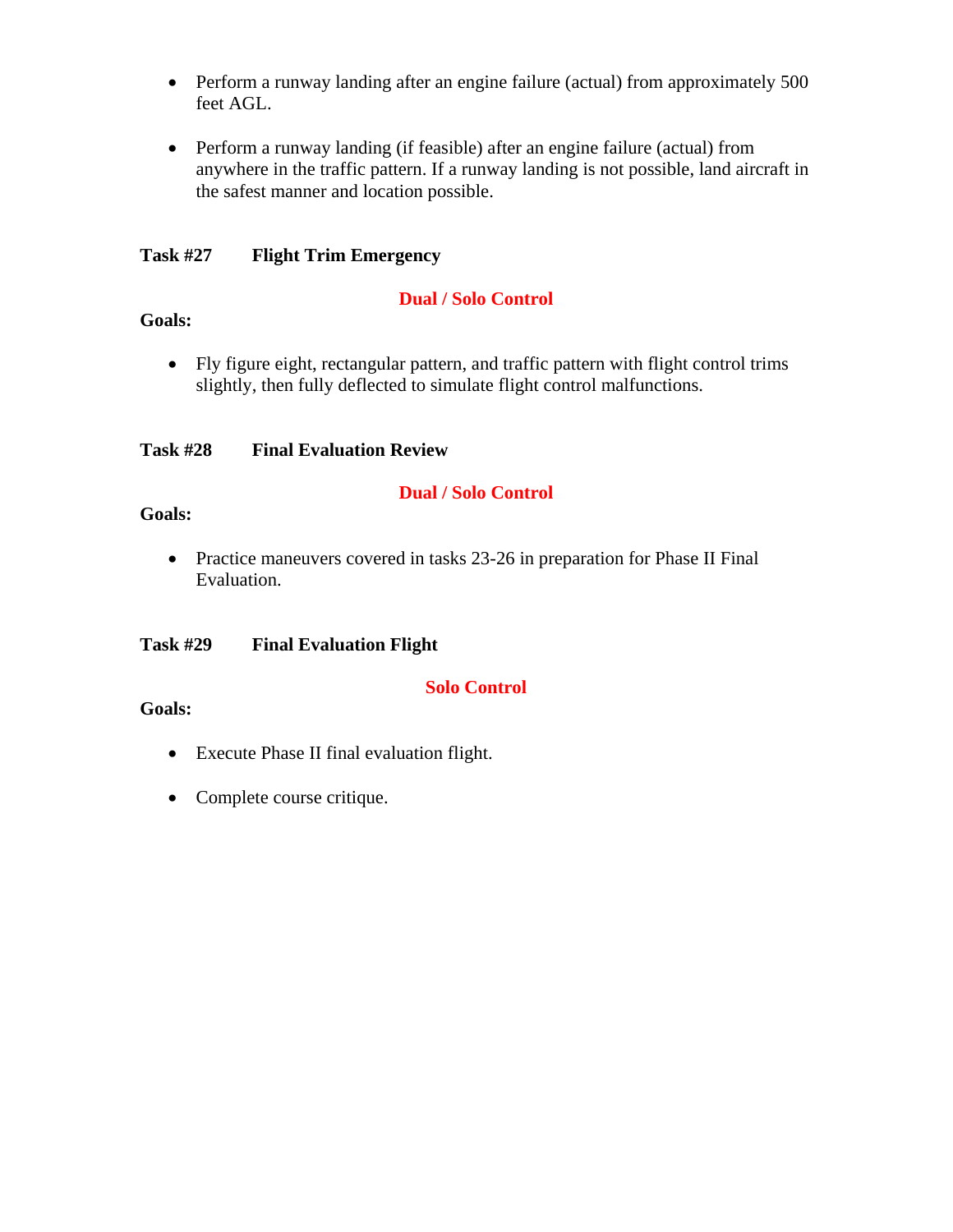- Perform a runway landing after an engine failure (actual) from approximately 500 feet AGL.

- Perform a runway landing (if feasible) after an engine failure (actual) from anywhere in the traffic pattern. If a runway landing is not possible, land aircraft in the safest manner and location possible.

**Task #27 Flight Trim Emergency**

**Dual / Solo Control**

**Goals:**

- Fly figure eight, rectangular pattern, and traffic pattern with flight control trims slightly, then fully deflected to simulate flight control malfunctions.

**Task #28 Final Evaluation Review**

**Dual / Solo Control**

**Goals:**

- Practice maneuvers covered in tasks 23-26 in preparation for Phase II Final Evaluation.

**Task #29 Final Evaluation Flight**

**Solo Control**

**Goals:**

- Execute Phase II final evaluation flight.

- Complete course critique.